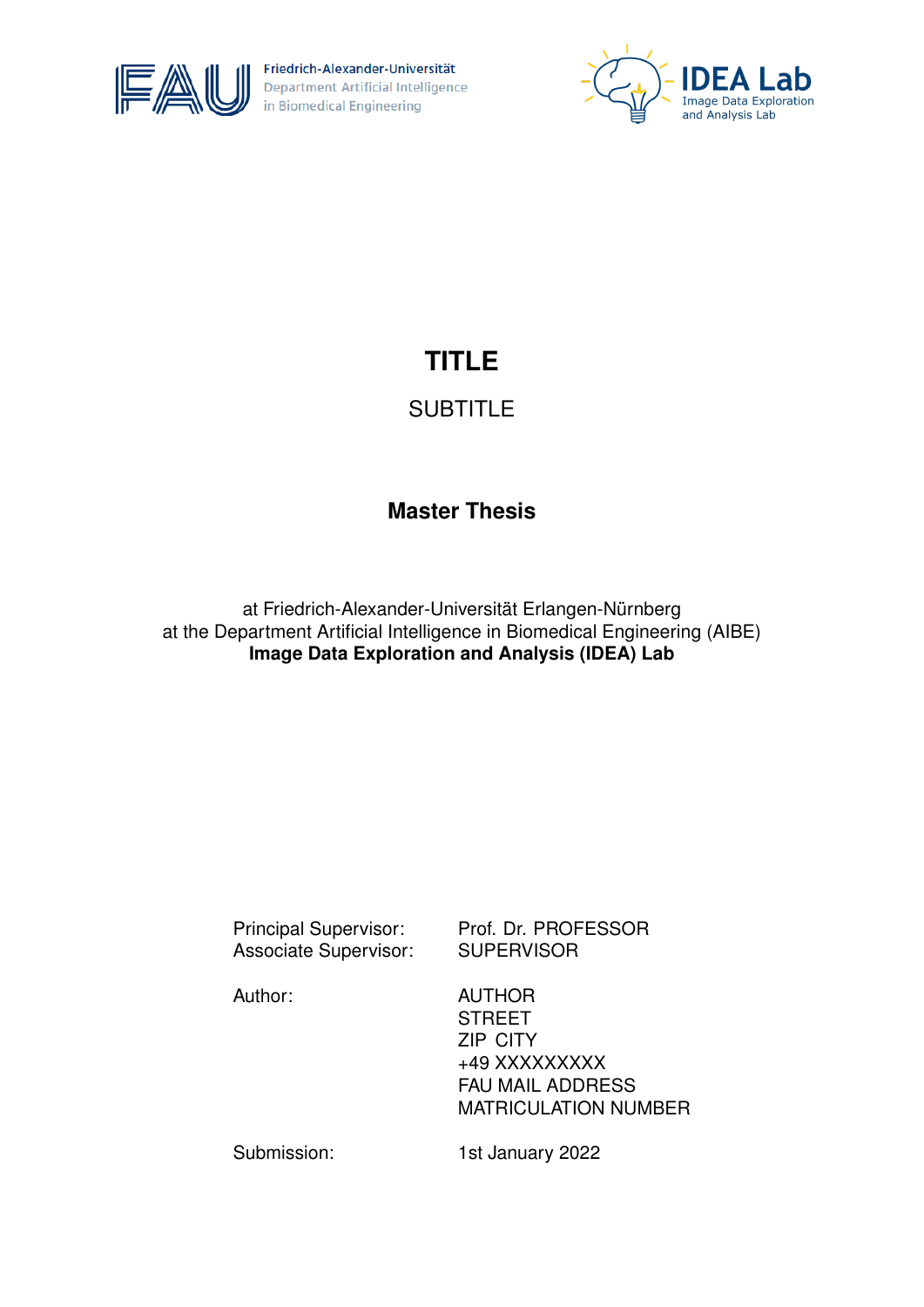Friedrich-Alexander-Universität
Department Artificial Intelligence
in Biomedical Engineering

IDEA Lab
Image Data Exploration
and Analysis Lab

# TITLE

SUBTITLE

**Master Thesis**

at Friedrich-Alexander-Universität Erlangen-Nürnberg
at the Department Artificial Intelligence in Biomedical Engineering (AIBE)
**Image Data Exploration and Analysis (IDEA) Lab**

| | |
|---|---|
| Principal Supervisor: | Prof. Dr. PROFESSOR |
| Associate Supervisor: | SUPERVISOR |
| Author: | AUTHOR<br>STREET<br>ZIP CITY<br>+49 XXXXXXXXX<br>FAU MAIL ADDRESS<br>MATRICULATION NUMBER |
| Submission: | 1st January 2022 |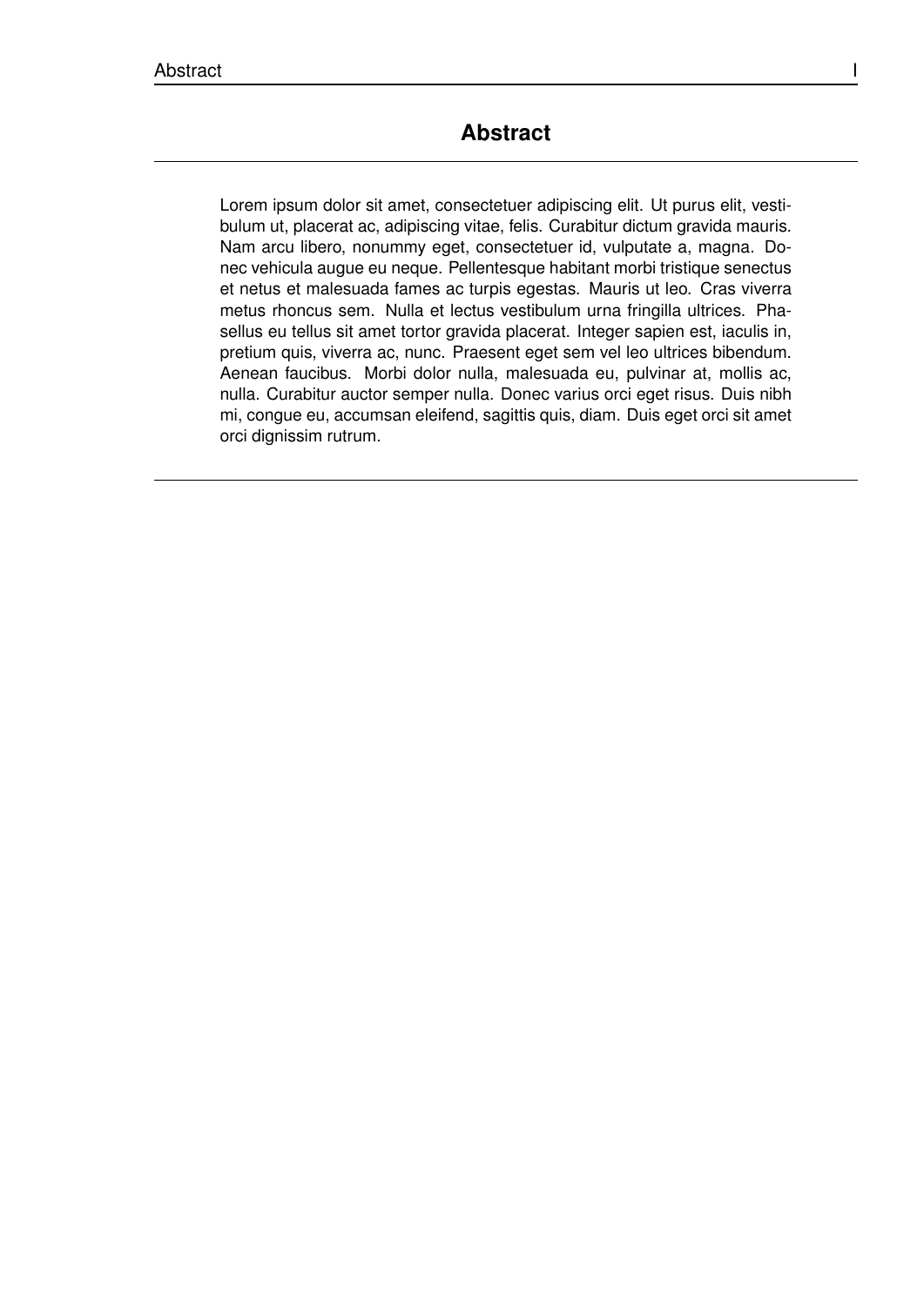# Abstract

Lorem ipsum dolor sit amet, consectetuer adipiscing elit. Ut purus elit, vestibulum ut, placerat ac, adipiscing vitae, felis. Curabitur dictum gravida mauris. Nam arcu libero, nonummy eget, consectetuer id, vulputate a, magna. Donec vehicula augue eu neque. Pellentesque habitant morbi tristique senectus et netus et malesuada fames ac turpis egestas. Mauris ut leo. Cras viverra metus rhoncus sem. Nulla et lectus vestibulum urna fringilla ultrices. Phasellus eu tellus sit amet tortor gravida placerat. Integer sapien est, iaculis in, pretium quis, viverra ac, nunc. Praesent eget sem vel leo ultrices bibendum. Aenean faucibus. Morbi dolor nulla, malesuada eu, pulvinar at, mollis ac, nulla. Curabitur auctor semper nulla. Donec varius orci eget risus. Duis nibh mi, congue eu, accumsan eleifend, sagittis quis, diam. Duis eget orci sit amet orci dignissim rutrum.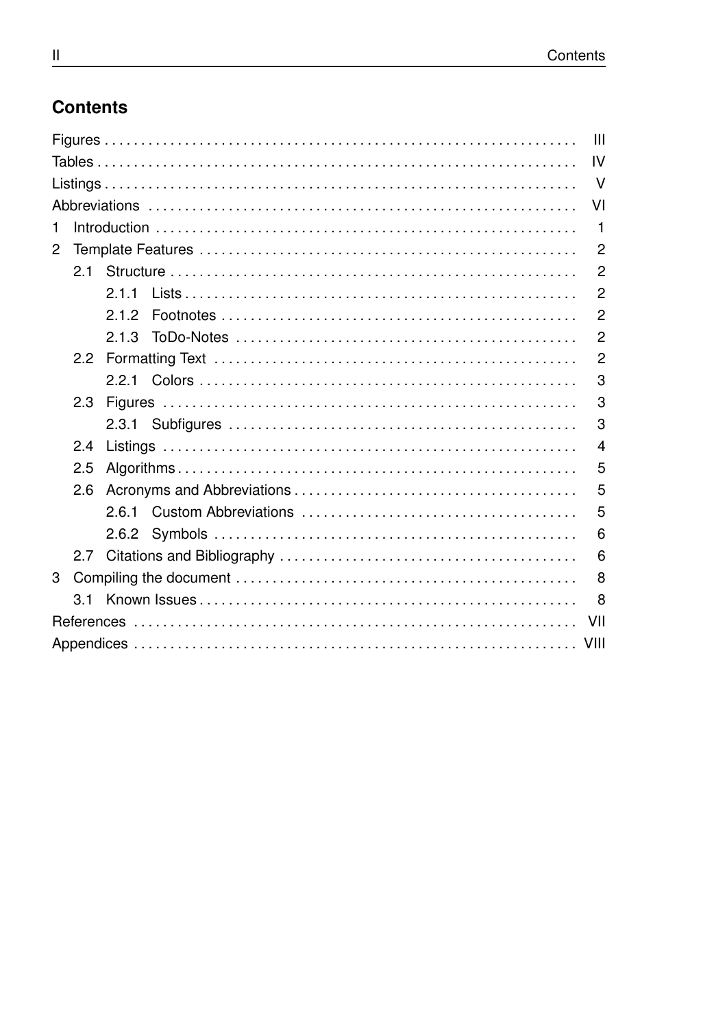## Contents

- Figures ........ III
- Tables ........ IV
- Listings ........ V
- Abbreviations ........ VI
- 1 Introduction ........ 1
- 2 Template Features ........ 2
  - 2.1 Structure ........ 2
    - 2.1.1 Lists ........ 2
    - 2.1.2 Footnotes ........ 2
    - 2.1.3 ToDo-Notes ........ 2
  - 2.2 Formatting Text ........ 2
    - 2.2.1 Colors ........ 3
  - 2.3 Figures ........ 3
    - 2.3.1 Subfigures ........ 3
  - 2.4 Listings ........ 4
  - 2.5 Algorithms ........ 5
  - 2.6 Acronyms and Abbreviations ........ 5
    - 2.6.1 Custom Abbreviations ........ 5
    - 2.6.2 Symbols ........ 6
  - 2.7 Citations and Bibliography ........ 6
- 3 Compiling the document ........ 8
  - 3.1 Known Issues ........ 8
- References ........ VII
- Appendices ........ VIII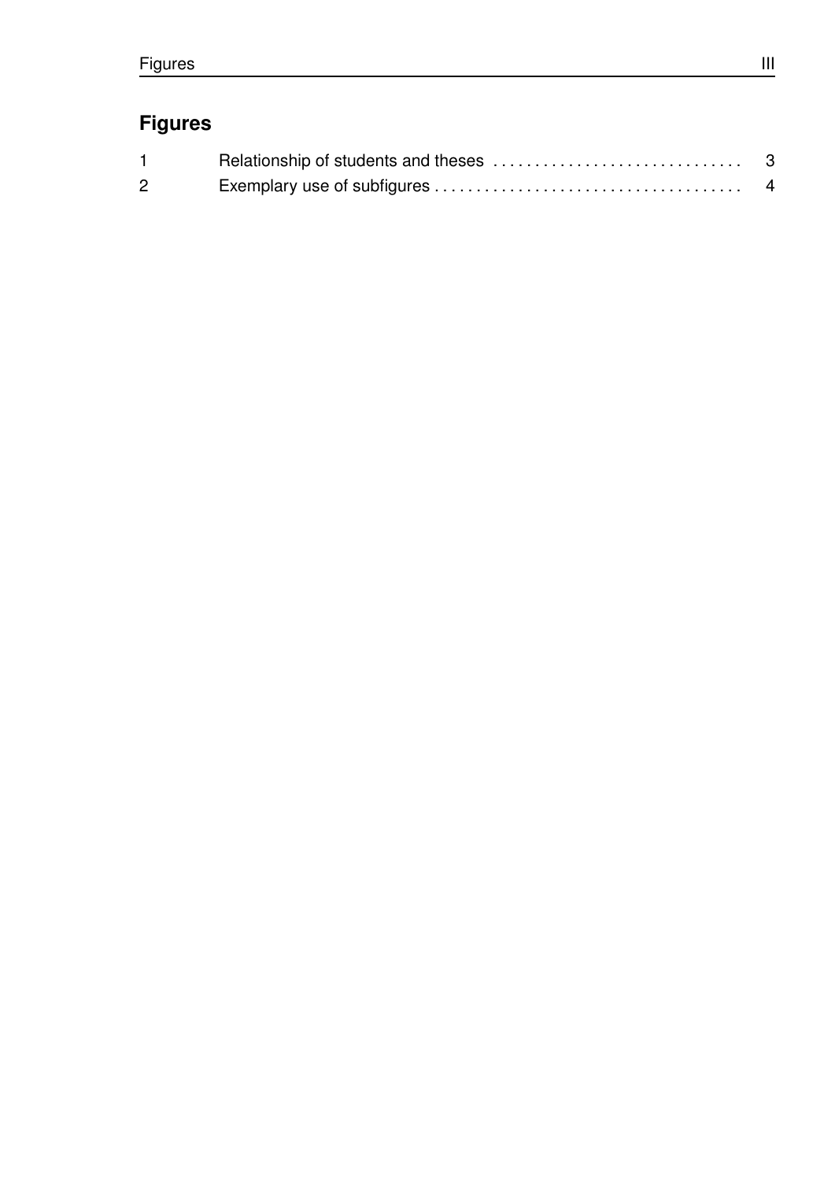## Figures

1 Relationship of students and theses ............................... 3
2 Exemplary use of subfigures ..................................... 4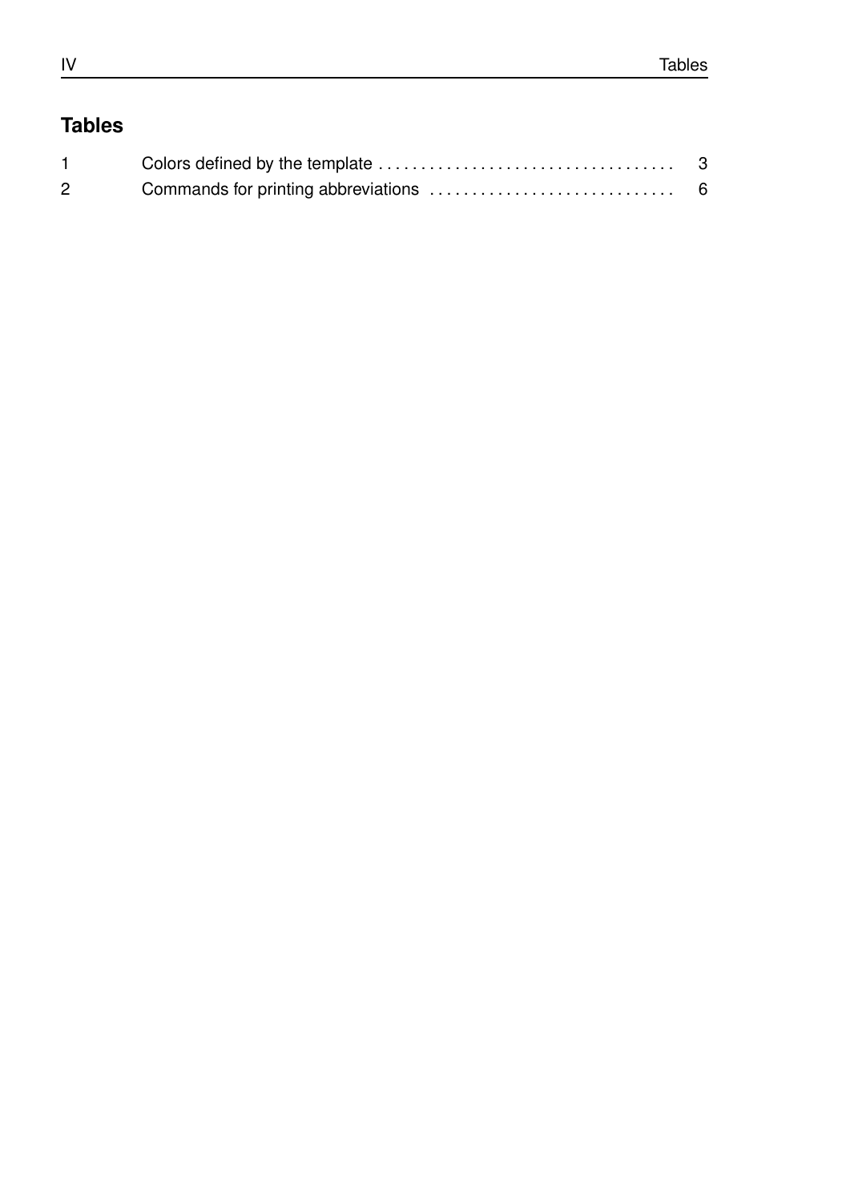# Tables

1 Colors defined by the template . . . . . . . . . . . . . . . . . . . . . . . . . . . . . . . . . . . 3

2 Commands for printing abbreviations . . . . . . . . . . . . . . . . . . . . . . . . . . . . . 6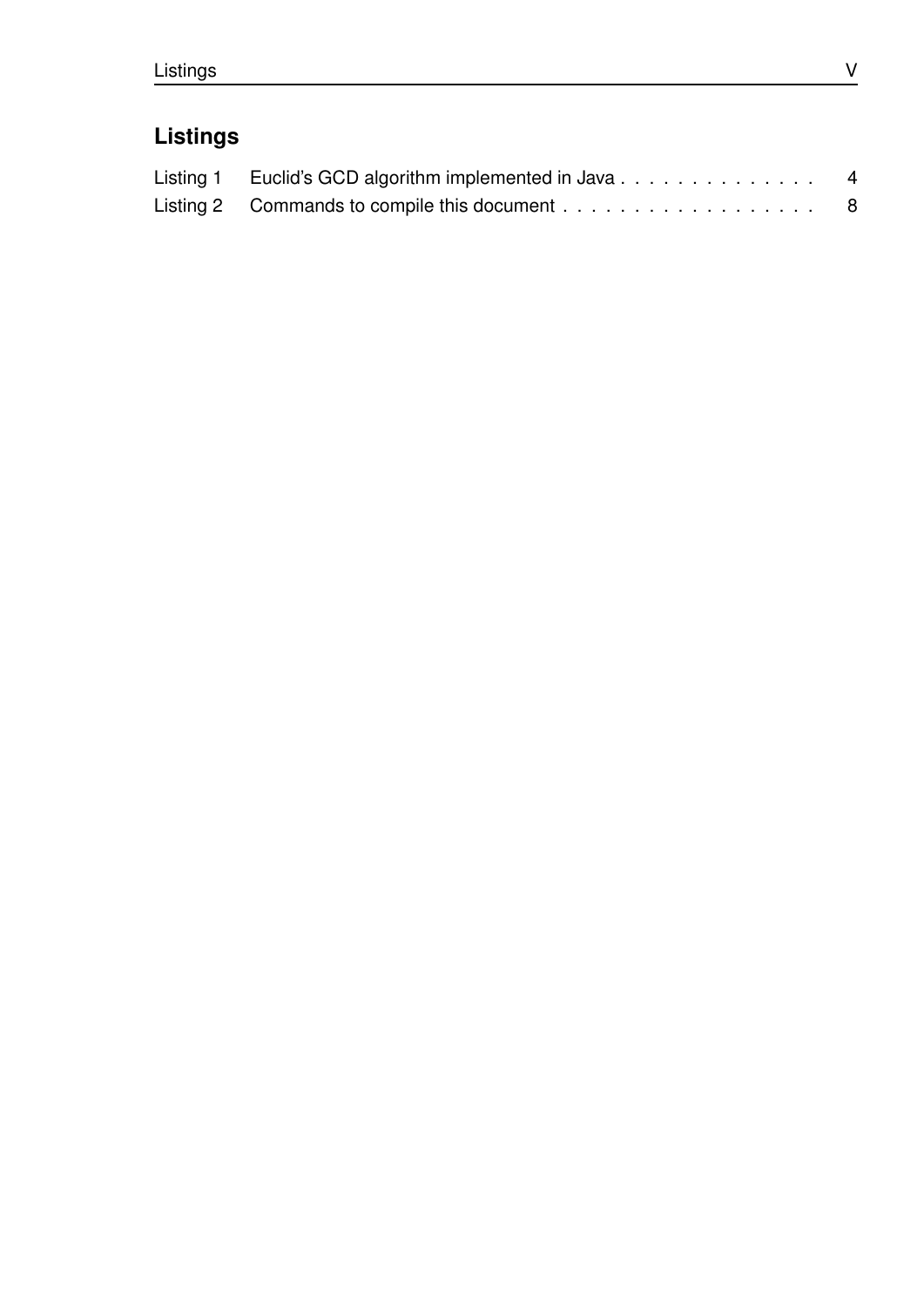## Listings

Listing 1 Euclid's GCD algorithm implemented in Java . . . . . . . . . . . . . . . 4
Listing 2 Commands to compile this document . . . . . . . . . . . . . . . . . . 8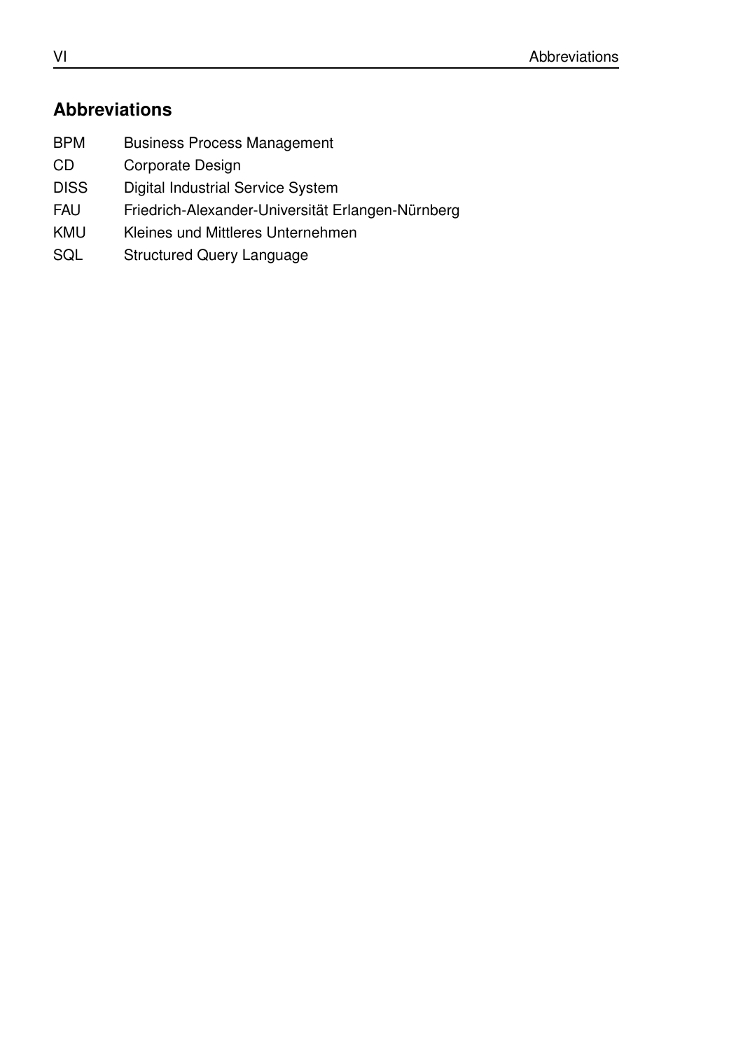## Abbreviations

| | |
|---|---|
| BPM | Business Process Management |
| CD | Corporate Design |
| DISS | Digital Industrial Service System |
| FAU | Friedrich-Alexander-Universität Erlangen-Nürnberg |
| KMU | Kleines und Mittleres Unternehmen |
| SQL | Structured Query Language |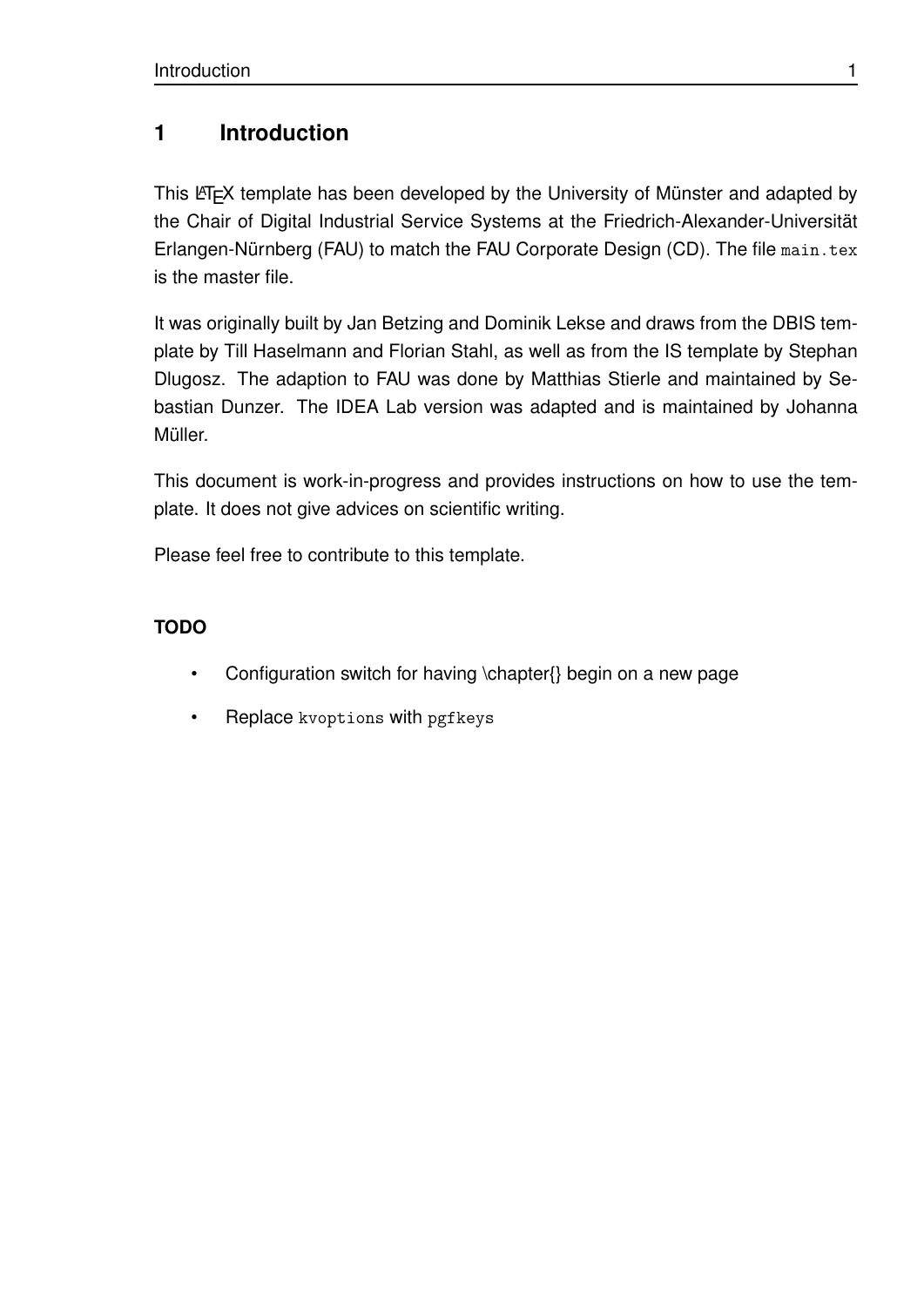# 1 Introduction

This LaTeX template has been developed by the University of Münster and adapted by the Chair of Digital Industrial Service Systems at the Friedrich-Alexander-Universität Erlangen-Nürnberg (FAU) to match the FAU Corporate Design (CD). The file `main.tex` is the master file.

It was originally built by Jan Betzing and Dominik Lekse and draws from the DBIS template by Till Haselmann and Florian Stahl, as well as from the IS template by Stephan Dlugosz. The adaption to FAU was done by Matthias Stierle and maintained by Sebastian Dunzer. The IDEA Lab version was adapted and is maintained by Johanna Müller.

This document is work-in-progress and provides instructions on how to use the template. It does not give advices on scientific writing.

Please feel free to contribute to this template.

**TODO**

- Configuration switch for having \chapter{} begin on a new page
- Replace `kvoptions` with `pgfkeys`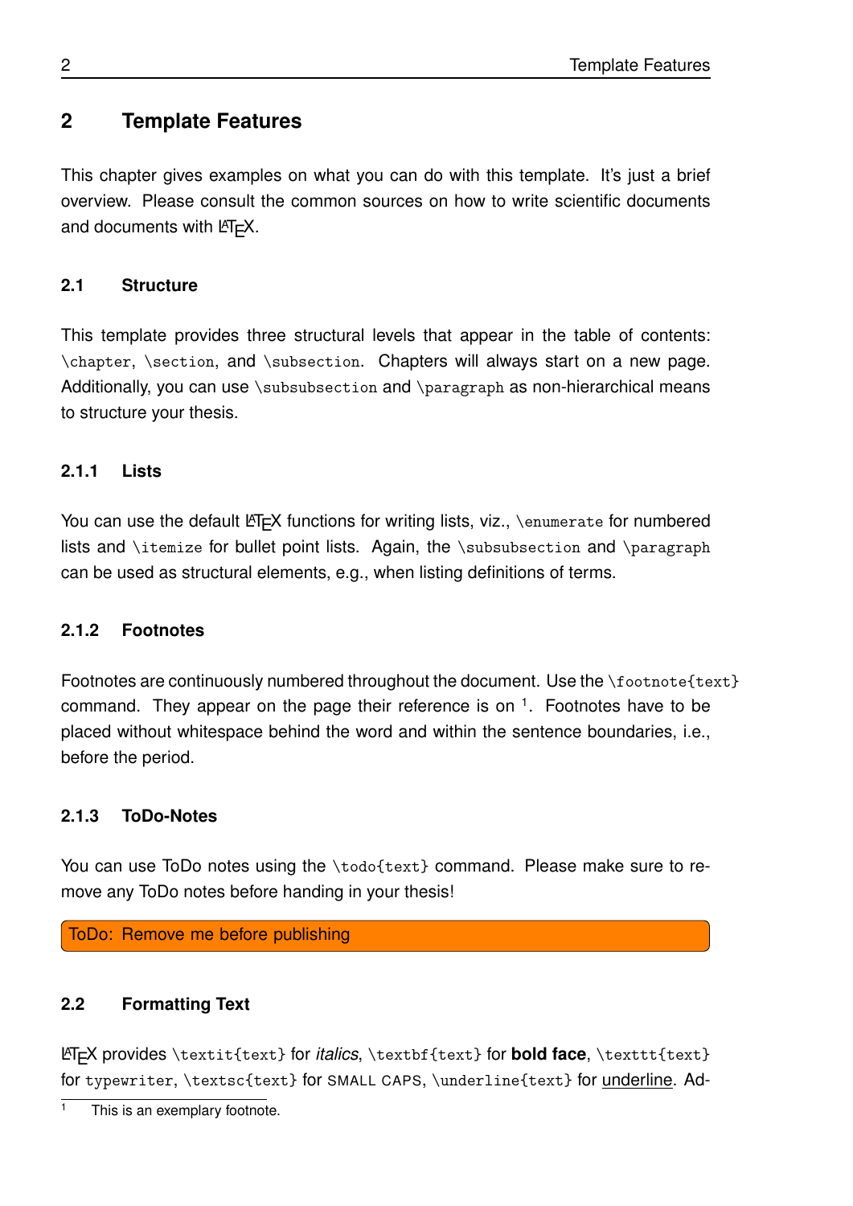# 2 Template Features

This chapter gives examples on what you can do with this template. It's just a brief overview. Please consult the common sources on how to write scientific documents and documents with LaTeX.

## 2.1 Structure

This template provides three structural levels that appear in the table of contents: `\chapter`, `\section`, and `\subsection`. Chapters will always start on a new page. Additionally, you can use `\subsubsection` and `\paragraph` as non-hierarchical means to structure your thesis.

### 2.1.1 Lists

You can use the default LaTeX functions for writing lists, viz., `\enumerate` for numbered lists and `\itemize` for bullet point lists. Again, the `\subsubsection` and `\paragraph` can be used as structural elements, e.g., when listing definitions of terms.

### 2.1.2 Footnotes

Footnotes are continuously numbered throughout the document. Use the `\footnote{text}` command. They appear on the page their reference is on [1]. Footnotes have to be placed without whitespace behind the word and within the sentence boundaries, i.e., before the period.

### 2.1.3 ToDo-Notes

You can use ToDo notes using the `\todo{text}` command. Please make sure to remove any ToDo notes before handing in your thesis!

ToDo: Remove me before publishing

## 2.2 Formatting Text

LaTeX provides `\textit{text}` for *italics*, `\textbf{text}` for **bold face**, `\texttt{text}` for `typewriter`, `\textsc{text}` for SMALL CAPS, `\underline{text}` for <u>underline</u>. Ad-

[1] This is an exemplary footnote.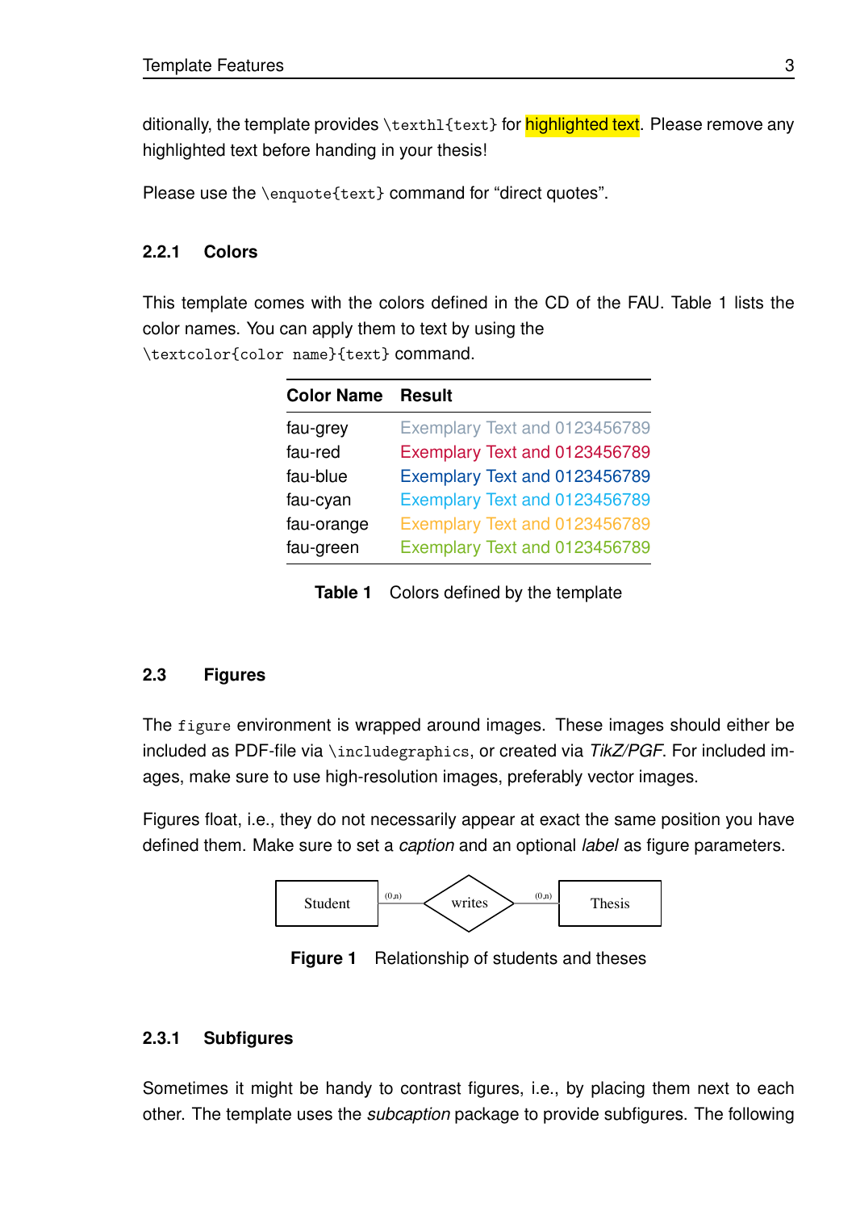ditionally, the template provides `\texthl{text}` for highlighted text. Please remove any highlighted text before handing in your thesis!

Please use the `\enquote{text}` command for "direct quotes".

### 2.2.1 Colors

This template comes with the colors defined in the CD of the FAU. Table 1 lists the color names. You can apply them to text by using the `\textcolor{color name}{text}` command.

| Color Name | Result |
|---|---|
| fau-grey | Exemplary Text and 0123456789 |
| fau-red | Exemplary Text and 0123456789 |
| fau-blue | Exemplary Text and 0123456789 |
| fau-cyan | Exemplary Text and 0123456789 |
| fau-orange | Exemplary Text and 0123456789 |
| fau-green | Exemplary Text and 0123456789 |

**Table 1** Colors defined by the template

## 2.3 Figures

The `figure` environment is wrapped around images. These images should either be included as PDF-file via `\includegraphics`, or created via *TikZ/PGF*. For included images, make sure to use high-resolution images, preferably vector images.

Figures float, i.e., they do not necessarily appear at exact the same position you have defined them. Make sure to set a *caption* and an optional *label* as figure parameters.

Student (0,n) writes (0,n) Thesis

**Figure 1** Relationship of students and theses

### 2.3.1 Subfigures

Sometimes it might be handy to contrast figures, i.e., by placing them next to each other. The template uses the *subcaption* package to provide subfigures. The following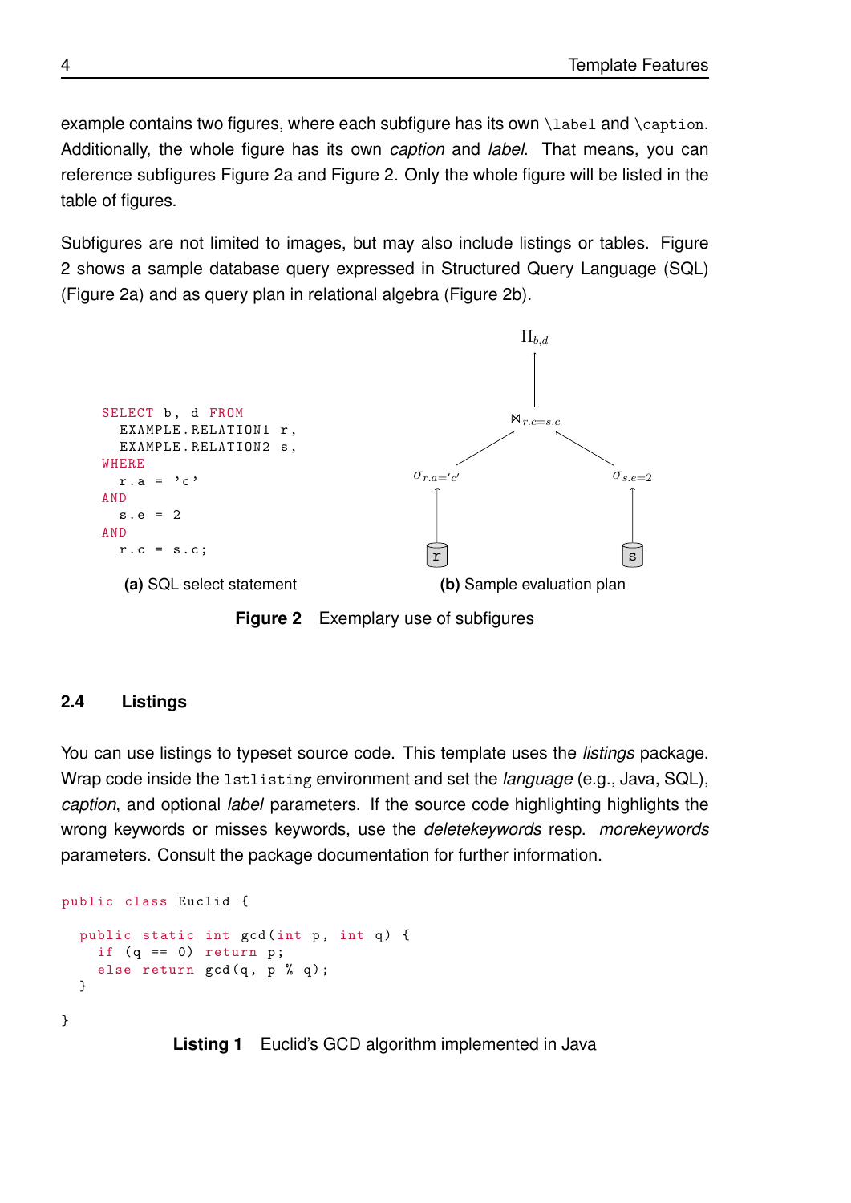example contains two figures, where each subfigure has its own `\label` and `\caption`. Additionally, the whole figure has its own *caption* and *label*. That means, you can reference subfigures Figure 2a and Figure 2. Only the whole figure will be listed in the table of figures.

Subfigures are not limited to images, but may also include listings or tables. Figure 2 shows a sample database query expressed in Structured Query Language (SQL) (Figure 2a) and as query plan in relational algebra (Figure 2b).

```sql
SELECT b, d FROM
  EXAMPLE.RELATION1 r,
  EXAMPLE.RELATION2 s,
WHERE
  r.a = 'c'
AND
  s.e = 2
AND
  r.c = s.c;
```

**(a)** SQL select statement

$\Pi_{b,d}$

$\bowtie_{r.c=s.c}$

$\sigma_{r.a='c'}$

$\sigma_{s.e=2}$

r

s

**(b)** Sample evaluation plan

**Figure 2** Exemplary use of subfigures

## 2.4 Listings

You can use listings to typeset source code. This template uses the *listings* package. Wrap code inside the `lstlisting` environment and set the *language* (e.g., Java, SQL), *caption*, and optional *label* parameters. If the source code highlighting highlights the wrong keywords or misses keywords, use the *deletekeywords* resp. *morekeywords* parameters. Consult the package documentation for further information.

```java
public class Euclid {

  public static int gcd(int p, int q) {
    if (q == 0) return p;
    else return gcd(q, p % q);
  }

}
```

**Listing 1** Euclid's GCD algorithm implemented in Java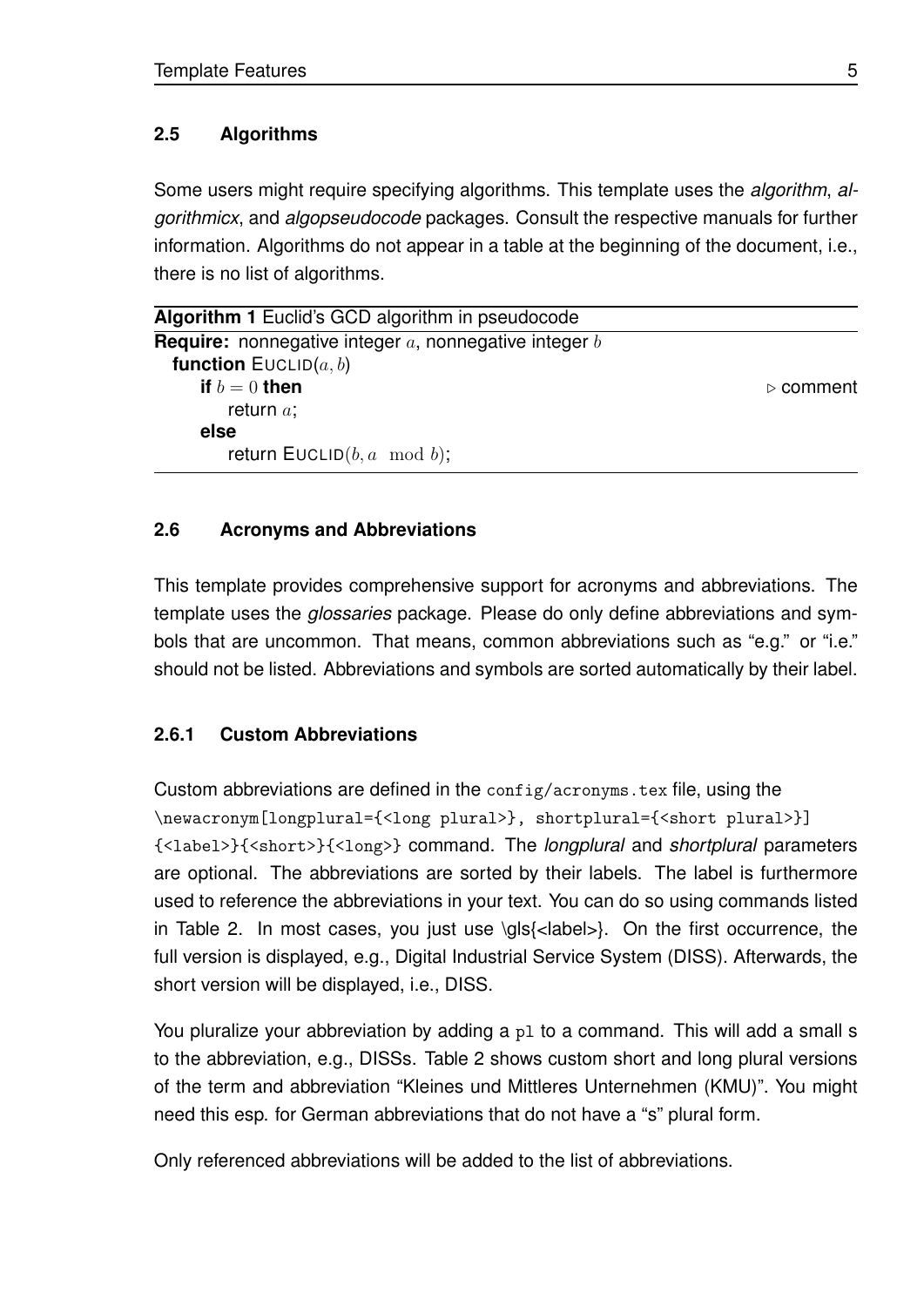## 2.5 Algorithms

Some users might require specifying algorithms. This template uses the *algorithm*, *algorithmicx*, and *algopseudocode* packages. Consult the respective manuals for further information. Algorithms do not appear in a table at the beginning of the document, i.e., there is no list of algorithms.

**Algorithm 1** Euclid's GCD algorithm in pseudocode

```
Require: nonnegative integer a, nonnegative integer b
  function EUCLID(a, b)
      if b = 0 then                                    ▷ comment
          return a;
      else
          return EUCLID(b, a mod b);
```

## 2.6 Acronyms and Abbreviations

This template provides comprehensive support for acronyms and abbreviations. The template uses the *glossaries* package. Please do only define abbreviations and symbols that are uncommon. That means, common abbreviations such as "e.g." or "i.e." should not be listed. Abbreviations and symbols are sorted automatically by their label.

### 2.6.1 Custom Abbreviations

Custom abbreviations are defined in the `config/acronyms.tex` file, using the `\newacronym[longplural={<long plural>}, shortplural={<short plural>}] {<label>}{<short>}{<long>}` command. The *longplural* and *shortplural* parameters are optional. The abbreviations are sorted by their labels. The label is furthermore used to reference the abbreviations in your text. You can do so using commands listed in Table 2. In most cases, you just use \gls{<label>}. On the first occurrence, the full version is displayed, e.g., Digital Industrial Service System (DISS). Afterwards, the short version will be displayed, i.e., DISS.

You pluralize your abbreviation by adding a `pl` to a command. This will add a small s to the abbreviation, e.g., DISSs. Table 2 shows custom short and long plural versions of the term and abbreviation "Kleines und Mittleres Unternehmen (KMU)". You might need this esp. for German abbreviations that do not have a "s" plural form.

Only referenced abbreviations will be added to the list of abbreviations.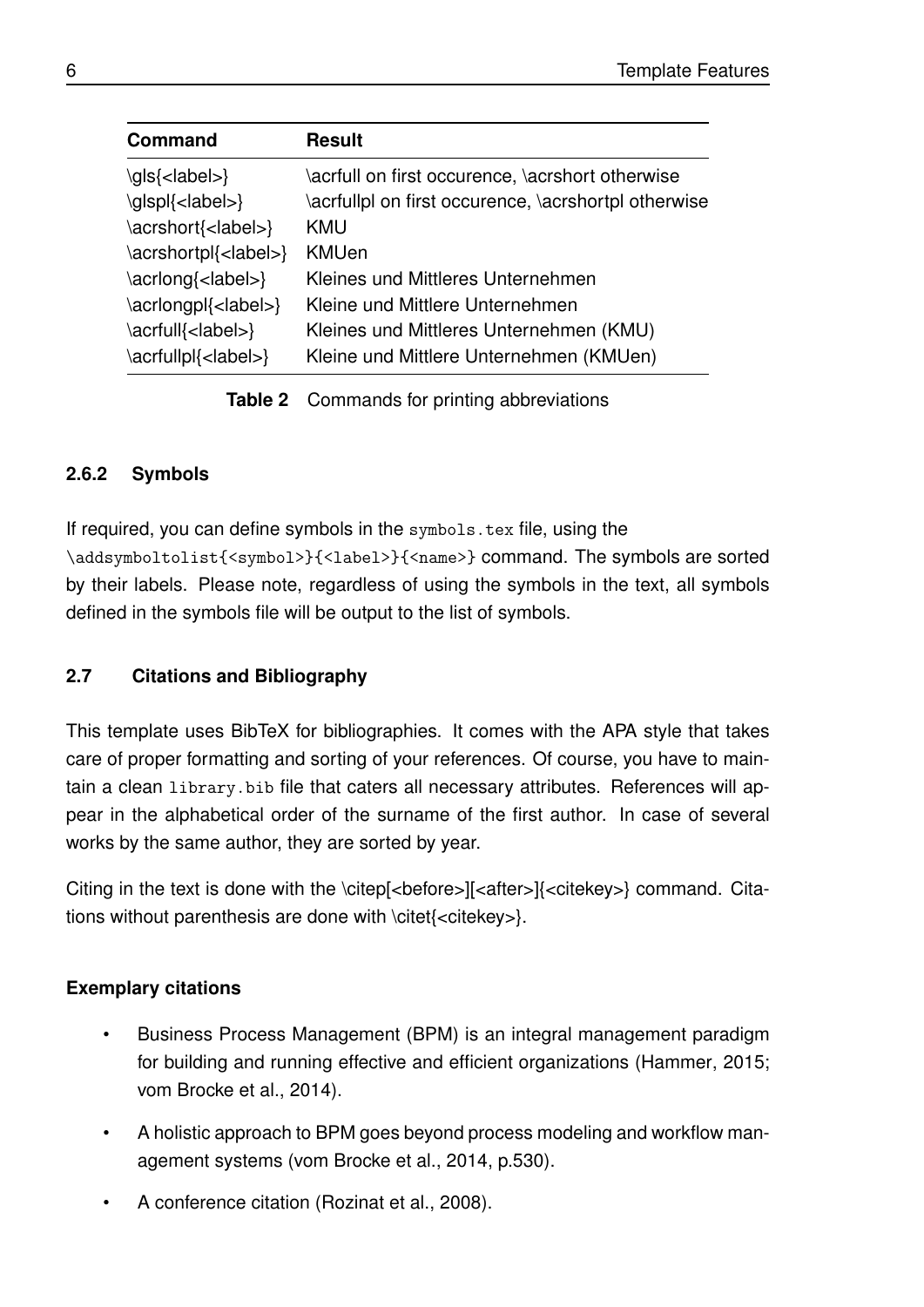| Command | Result |
|---|---|
| \gls{<label>} | \acrfull on first occurence, \acrshort otherwise |
| \glspl{<label>} | \acrfullpl on first occurence, \acrshortpl otherwise |
| \acrshort{<label>} | KMU |
| \acrshortpl{<label>} | KMUen |
| \acrlong{<label>} | Kleines und Mittleres Unternehmen |
| \acrlongpl{<label>} | Kleine und Mittlere Unternehmen |
| \acrfull{<label>} | Kleines und Mittleres Unternehmen (KMU) |
| \acrfullpl{<label>} | Kleine und Mittlere Unternehmen (KMUen) |

**Table 2** Commands for printing abbreviations

#### 2.6.2 Symbols

If required, you can define symbols in the `symbols.tex` file, using the `\addsymboltolist{<symbol>}{<label>}{<name>}` command. The symbols are sorted by their labels. Please note, regardless of using the symbols in the text, all symbols defined in the symbols file will be output to the list of symbols.

### 2.7 Citations and Bibliography

This template uses BibTeX for bibliographies. It comes with the APA style that takes care of proper formatting and sorting of your references. Of course, you have to maintain a clean `library.bib` file that caters all necessary attributes. References will appear in the alphabetical order of the surname of the first author. In case of several works by the same author, they are sorted by year.

Citing in the text is done with the \citep[<before>][<after>]{<citekey>} command. Citations without parenthesis are done with \citet{<citekey>}.

**Exemplary citations**

- Business Process Management (BPM) is an integral management paradigm for building and running effective and efficient organizations (Hammer, 2015; vom Brocke et al., 2014).
- A holistic approach to BPM goes beyond process modeling and workflow management systems (vom Brocke et al., 2014, p.530).
- A conference citation (Rozinat et al., 2008).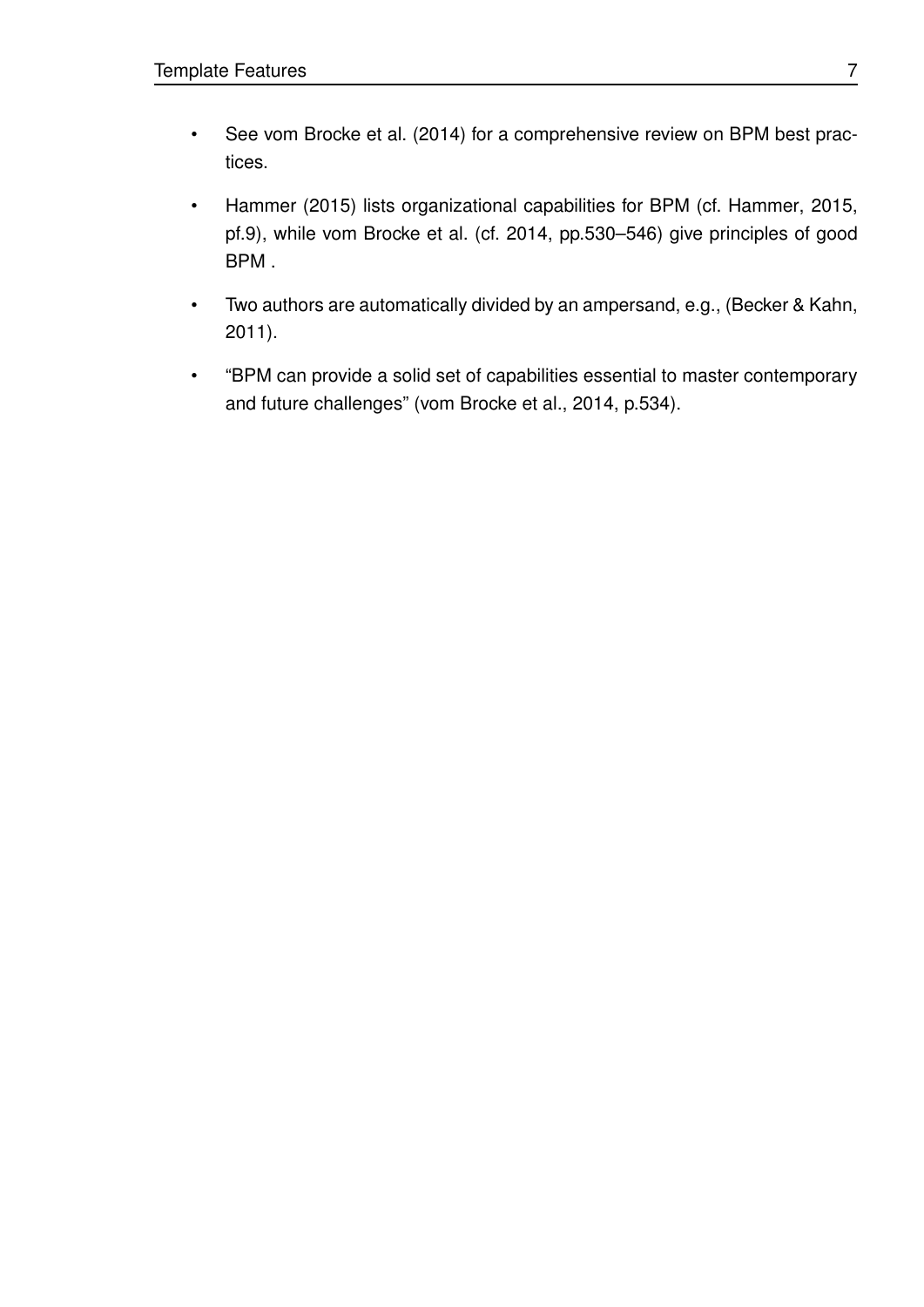- See vom Brocke et al. (2014) for a comprehensive review on BPM best practices.

- Hammer (2015) lists organizational capabilities for BPM (cf. Hammer, 2015, pf.9), while vom Brocke et al. (cf. 2014, pp.530–546) give principles of good BPM .

- Two authors are automatically divided by an ampersand, e.g., (Becker & Kahn, 2011).

- "BPM can provide a solid set of capabilities essential to master contemporary and future challenges" (vom Brocke et al., 2014, p.534).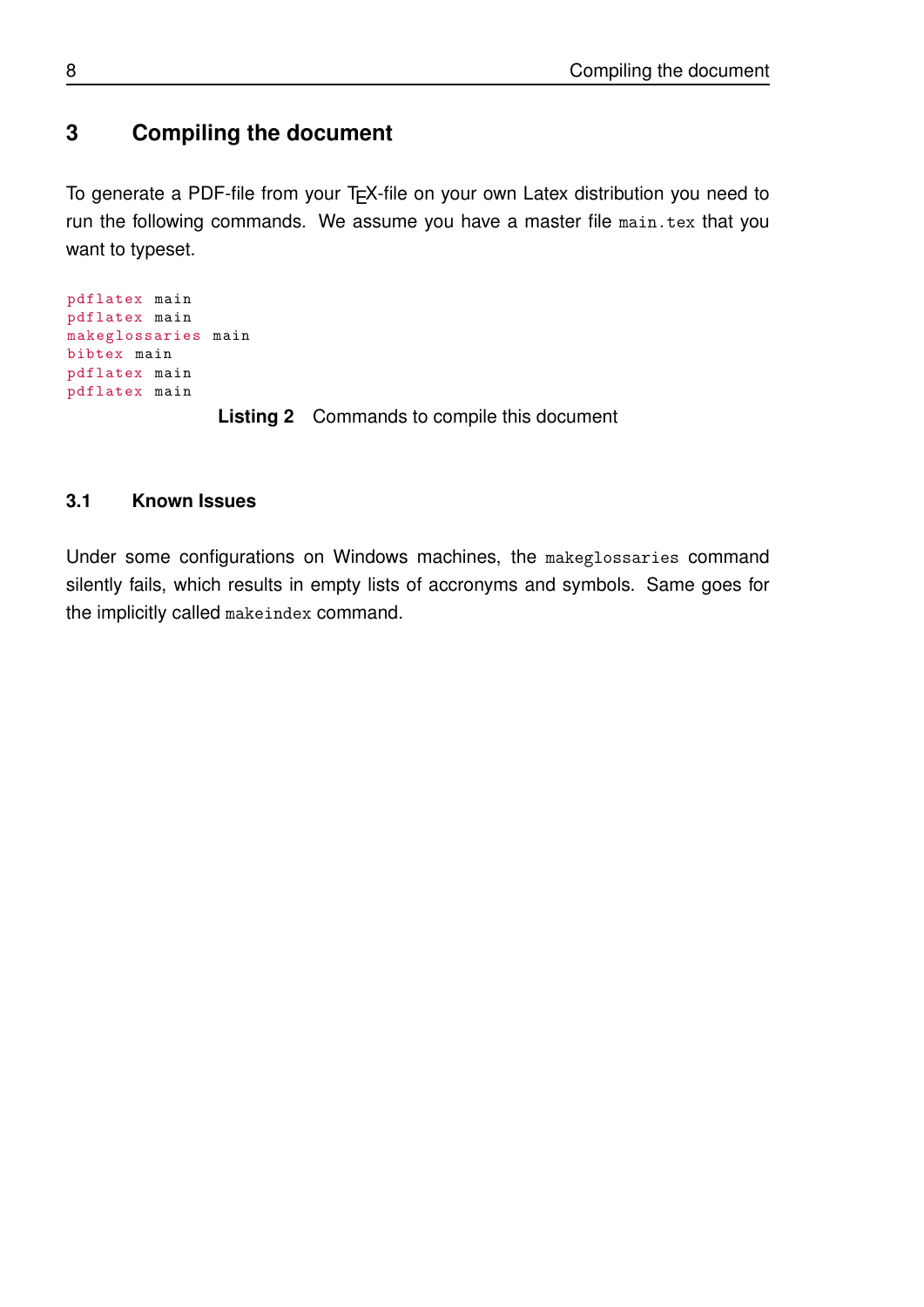# 3 Compiling the document

To generate a PDF-file from your TEX-file on your own Latex distribution you need to run the following commands. We assume you have a master file `main.tex` that you want to typeset.

```
pdflatex main
pdflatex main
makeglossaries main
bibtex main
pdflatex main
pdflatex main
```

**Listing 2** Commands to compile this document

## 3.1 Known Issues

Under some configurations on Windows machines, the `makeglossaries` command silently fails, which results in empty lists of accronyms and symbols. Same goes for the implicitly called `makeindex` command.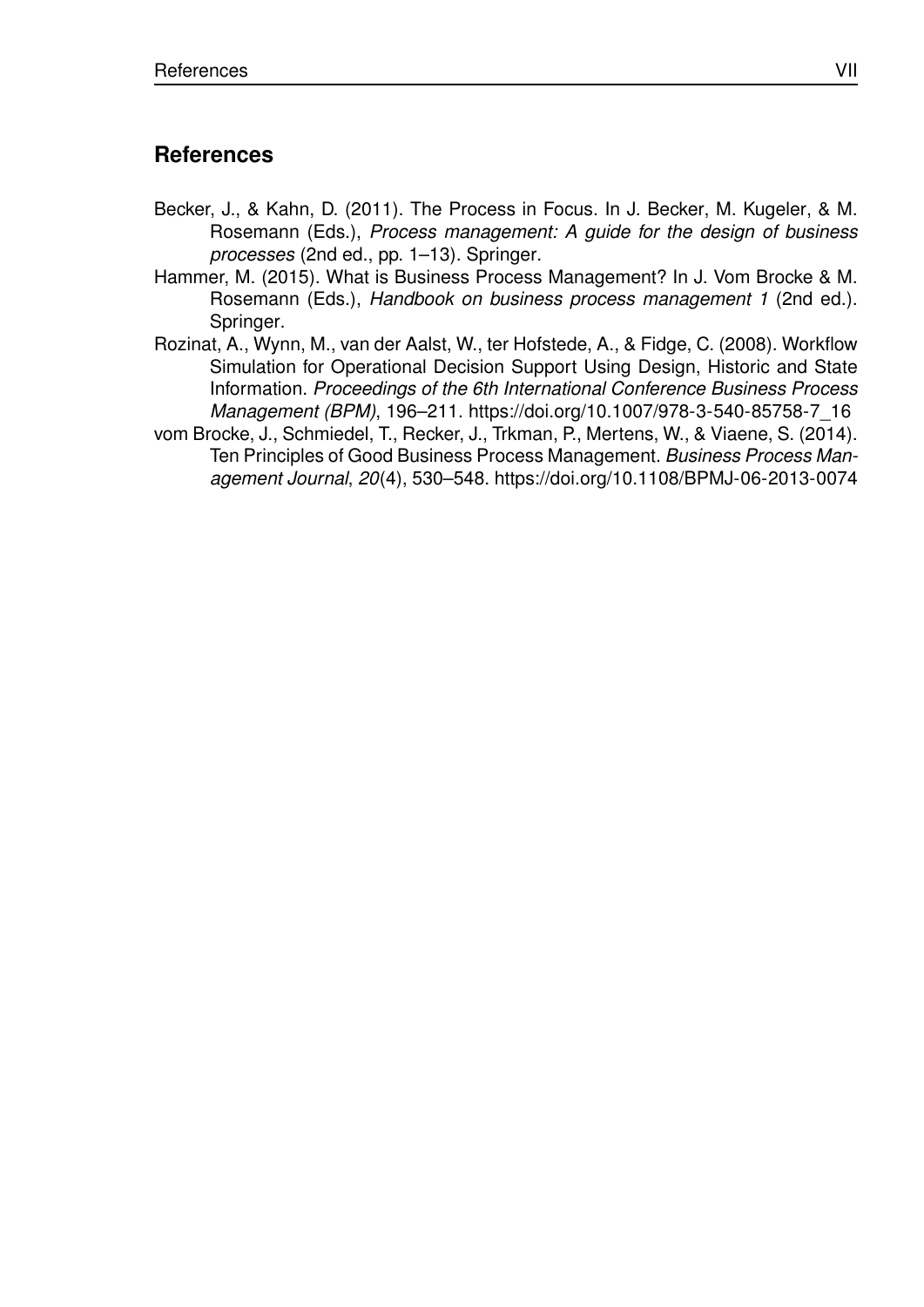## References

Becker, J., & Kahn, D. (2011). The Process in Focus. In J. Becker, M. Kugeler, & M. Rosemann (Eds.), *Process management: A guide for the design of business processes* (2nd ed., pp. 1–13). Springer.

Hammer, M. (2015). What is Business Process Management? In J. Vom Brocke & M. Rosemann (Eds.), *Handbook on business process management 1* (2nd ed.). Springer.

Rozinat, A., Wynn, M., van der Aalst, W., ter Hofstede, A., & Fidge, C. (2008). Workflow Simulation for Operational Decision Support Using Design, Historic and State Information. *Proceedings of the 6th International Conference Business Process Management (BPM)*, 196–211. https://doi.org/10.1007/978-3-540-85758-7_16

vom Brocke, J., Schmiedel, T., Recker, J., Trkman, P., Mertens, W., & Viaene, S. (2014). Ten Principles of Good Business Process Management. *Business Process Management Journal*, *20*(4), 530–548. https://doi.org/10.1108/BPMJ-06-2013-0074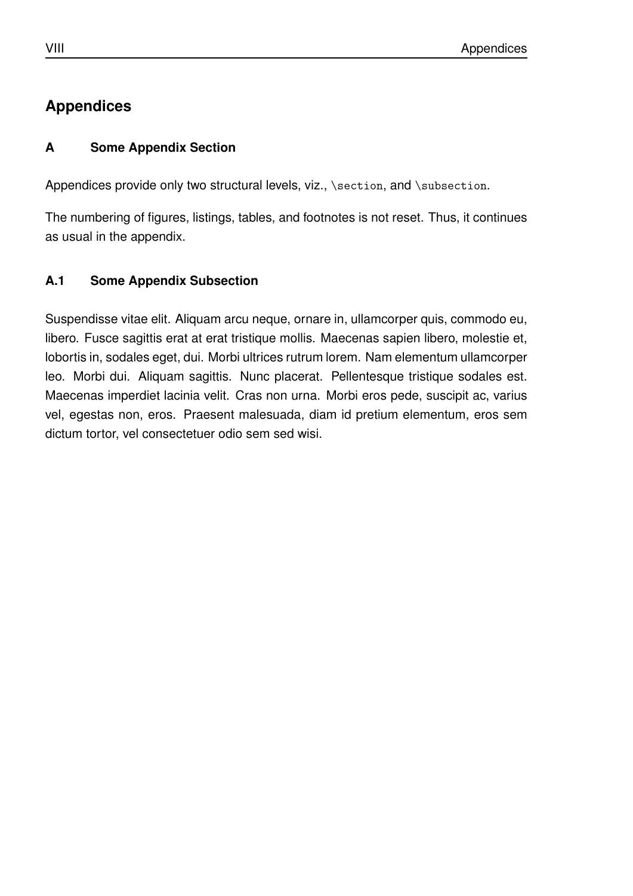# Appendices

## A Some Appendix Section

Appendices provide only two structural levels, viz., `\section`, and `\subsection`.

The numbering of figures, listings, tables, and footnotes is not reset. Thus, it continues as usual in the appendix.

### A.1 Some Appendix Subsection

Suspendisse vitae elit. Aliquam arcu neque, ornare in, ullamcorper quis, commodo eu, libero. Fusce sagittis erat at erat tristique mollis. Maecenas sapien libero, molestie et, lobortis in, sodales eget, dui. Morbi ultrices rutrum lorem. Nam elementum ullamcorper leo. Morbi dui. Aliquam sagittis. Nunc placerat. Pellentesque tristique sodales est. Maecenas imperdiet lacinia velit. Cras non urna. Morbi eros pede, suscipit ac, varius vel, egestas non, eros. Praesent malesuada, diam id pretium elementum, eros sem dictum tortor, vel consectetuer odio sem sed wisi.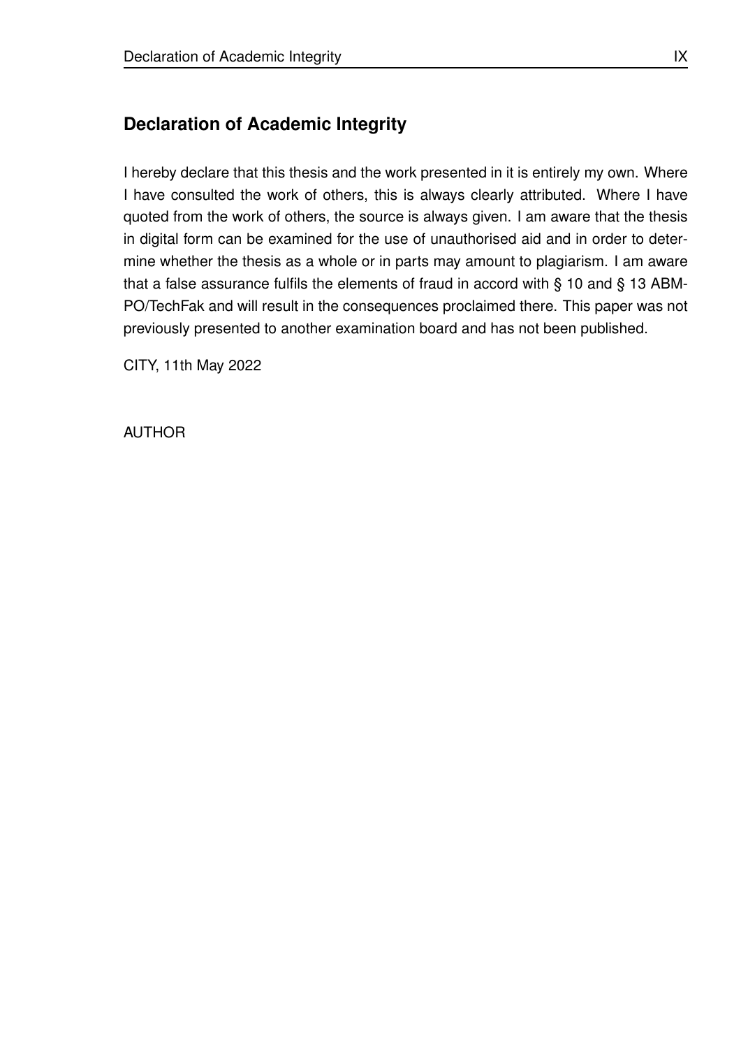## Declaration of Academic Integrity

I hereby declare that this thesis and the work presented in it is entirely my own. Where I have consulted the work of others, this is always clearly attributed. Where I have quoted from the work of others, the source is always given. I am aware that the thesis in digital form can be examined for the use of unauthorised aid and in order to determine whether the thesis as a whole or in parts may amount to plagiarism. I am aware that a false assurance fulfils the elements of fraud in accord with § 10 and § 13 ABM-PO/TechFak and will result in the consequences proclaimed there. This paper was not previously presented to another examination board and has not been published.

CITY, 11th May 2022

AUTHOR